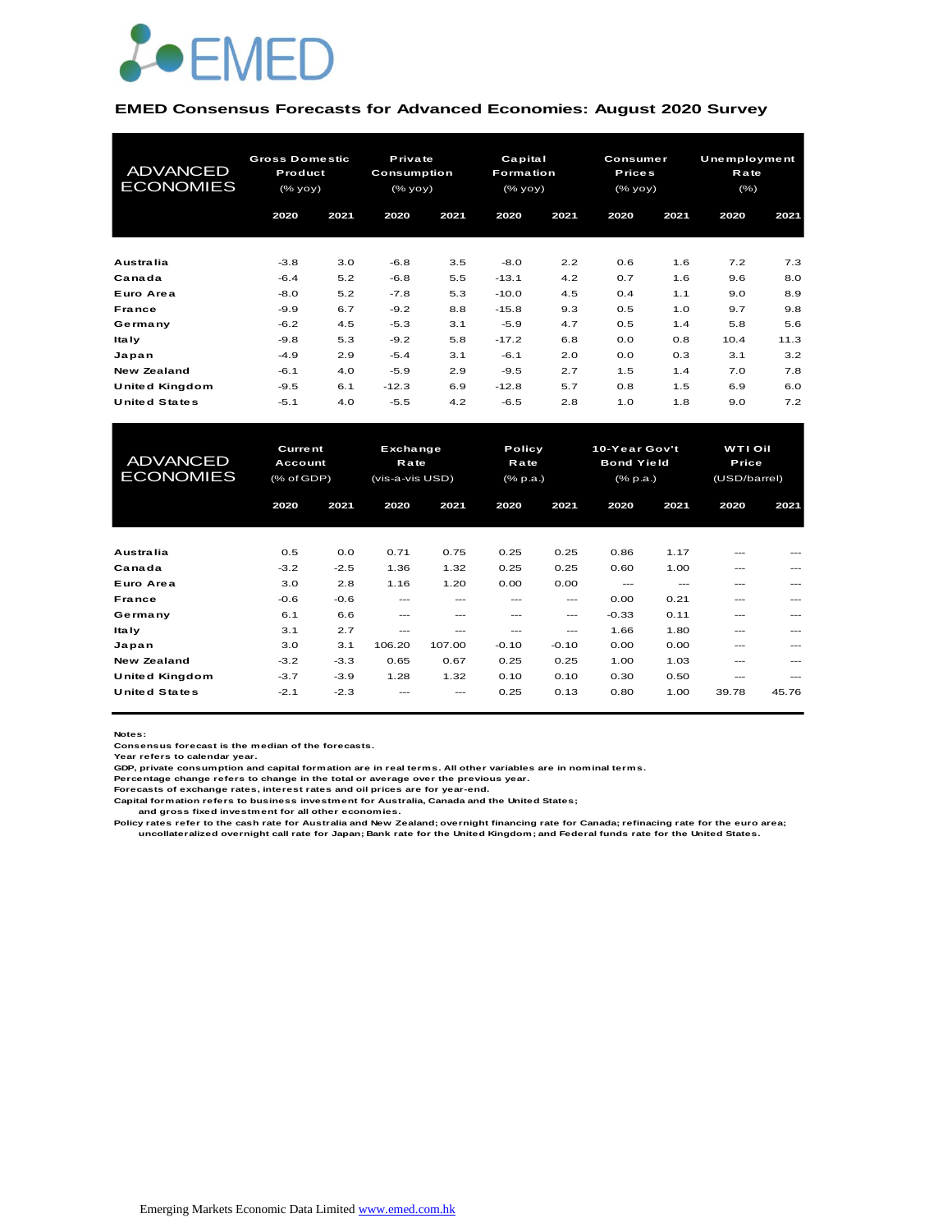EMED

### EMED Consensus Forecasts for Advanced Economies: August 2020 Survey

| ADVANCED ECONOMIES | Gross Domestic Product (% yoy) | | Private Consumption (% yoy) | | Capital Formation (% yoy) | | Consumer Prices (% yoy) | | Unemployment Rate (%) | |
|---|---|---|---|---|---|---|---|---|---|---|
| | 2020 | 2021 | 2020 | 2021 | 2020 | 2021 | 2020 | 2021 | 2020 | 2021 |
| Australia | -3.8 | 3.0 | -6.8 | 3.5 | -8.0 | 2.2 | 0.6 | 1.6 | 7.2 | 7.3 |
| Canada | -6.4 | 5.2 | -6.8 | 5.5 | -13.1 | 4.2 | 0.7 | 1.6 | 9.6 | 8.0 |
| Euro Area | -8.0 | 5.2 | -7.8 | 5.3 | -10.0 | 4.5 | 0.4 | 1.1 | 9.0 | 8.9 |
| France | -9.9 | 6.7 | -9.2 | 8.8 | -15.8 | 9.3 | 0.5 | 1.0 | 9.7 | 9.8 |
| Germany | -6.2 | 4.5 | -5.3 | 3.1 | -5.9 | 4.7 | 0.5 | 1.4 | 5.8 | 5.6 |
| Italy | -9.8 | 5.3 | -9.2 | 5.8 | -17.2 | 6.8 | 0.0 | 0.8 | 10.4 | 11.3 |
| Japan | -4.9 | 2.9 | -5.4 | 3.1 | -6.1 | 2.0 | 0.0 | 0.3 | 3.1 | 3.2 |
| New Zealand | -6.1 | 4.0 | -5.9 | 2.9 | -9.5 | 2.7 | 1.5 | 1.4 | 7.0 | 7.8 |
| United Kingdom | -9.5 | 6.1 | -12.3 | 6.9 | -12.8 | 5.7 | 0.8 | 1.5 | 6.9 | 6.0 |
| United States | -5.1 | 4.0 | -5.5 | 4.2 | -6.5 | 2.8 | 1.0 | 1.8 | 9.0 | 7.2 |

| ADVANCED ECONOMIES | Current Account (% of GDP) | | Exchange Rate (vis-a-vis USD) | | Policy Rate (% p.a.) | | 10-Year Gov't Bond Yield (% p.a.) | | WTI Oil Price (USD/barrel) | |
|---|---|---|---|---|---|---|---|---|---|---|
| | 2020 | 2021 | 2020 | 2021 | 2020 | 2021 | 2020 | 2021 | 2020 | 2021 |
| Australia | 0.5 | 0.0 | 0.71 | 0.75 | 0.25 | 0.25 | 0.86 | 1.17 | --- | --- |
| Canada | -3.2 | -2.5 | 1.36 | 1.32 | 0.25 | 0.25 | 0.60 | 1.00 | --- | --- |
| Euro Area | 3.0 | 2.8 | 1.16 | 1.20 | 0.00 | 0.00 | --- | --- | --- | --- |
| France | -0.6 | -0.6 | --- | --- | --- | --- | 0.00 | 0.21 | --- | --- |
| Germany | 6.1 | 6.6 | --- | --- | --- | --- | -0.33 | 0.11 | --- | --- |
| Italy | 3.1 | 2.7 | --- | --- | --- | --- | 1.66 | 1.80 | --- | --- |
| Japan | 3.0 | 3.1 | 106.20 | 107.00 | -0.10 | -0.10 | 0.00 | 0.00 | --- | --- |
| New Zealand | -3.2 | -3.3 | 0.65 | 0.67 | 0.25 | 0.25 | 1.00 | 1.03 | --- | --- |
| United Kingdom | -3.7 | -3.9 | 1.28 | 1.32 | 0.10 | 0.10 | 0.30 | 0.50 | --- | --- |
| United States | -2.1 | -2.3 | --- | --- | 0.25 | 0.13 | 0.80 | 1.00 | 39.78 | 45.76 |

**Notes:**
Consensus forecast is the median of the forecasts.
Year refers to calendar year.
GDP, private consumption and capital formation are in real terms. All other variables are in nominal terms.
Percentage change refers to change in the total or average over the previous year.
Forecasts of exchange rates, interest rates and oil prices are for year-end.
Capital formation refers to business investment for Australia, Canada and the United States;
and gross fixed investment for all other economies.
Policy rates refer to the cash rate for Australia and New Zealand; overnight financing rate for Canada; refinacing rate for the euro area;
uncollateralized overnight call rate for Japan; Bank rate for the United Kingdom; and Federal funds rate for the United States.

Emerging Markets Economic Data Limited www.emed.com.hk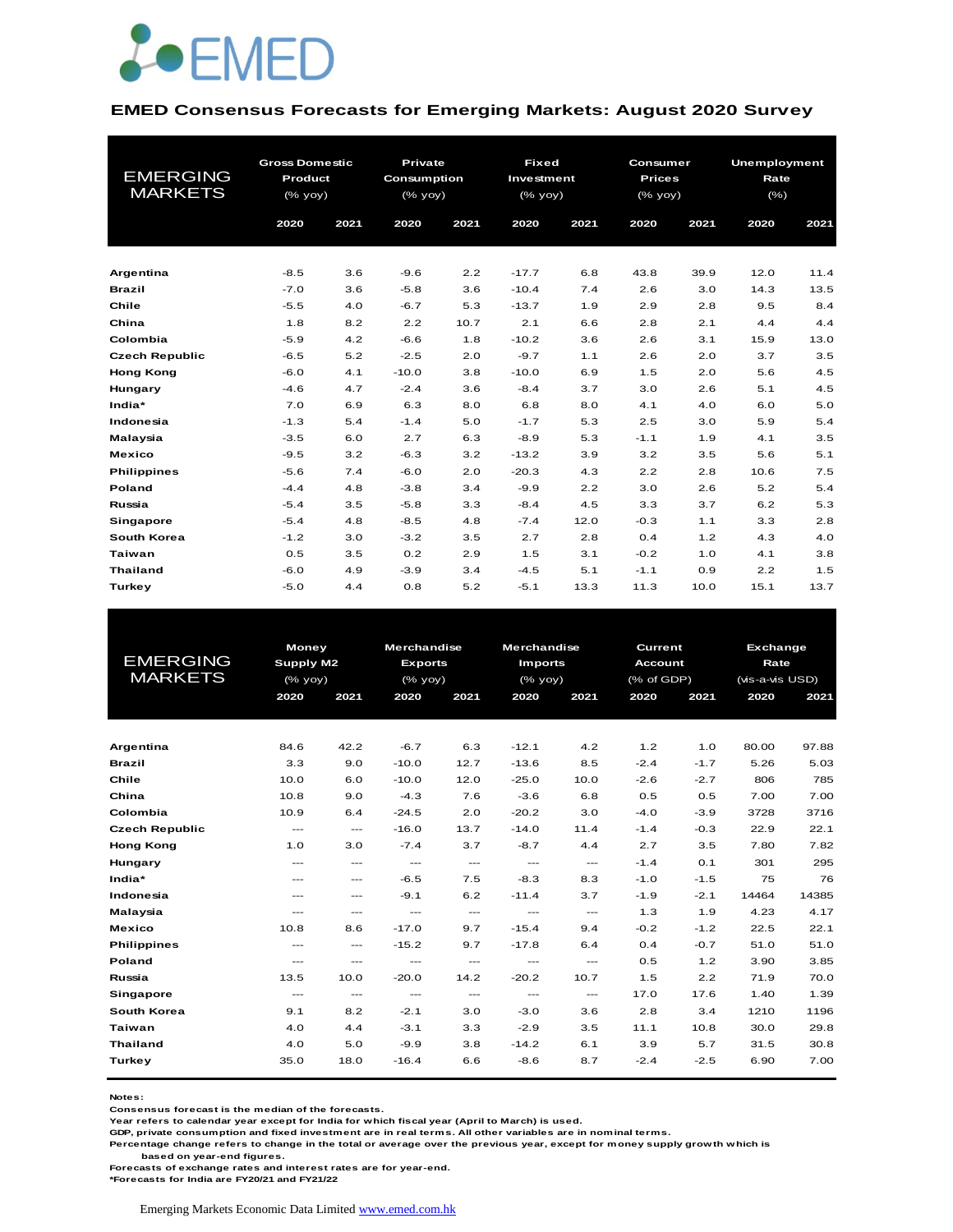# EMED

## EMED Consensus Forecasts for Emerging Markets: August 2020 Survey

| EMERGING MARKETS | Gross Domestic Product (% yoy) | | Private Consumption (% yoy) | | Fixed Investment (% yoy) | | Consumer Prices (% yoy) | | Unemployment Rate (%) | |
|---|---|---|---|---|---|---|---|---|---|---|
| | 2020 | 2021 | 2020 | 2021 | 2020 | 2021 | 2020 | 2021 | 2020 | 2021 |
| **Argentina** | -8.5 | 3.6 | -9.6 | 2.2 | -17.7 | 6.8 | 43.8 | 39.9 | 12.0 | 11.4 |
| **Brazil** | -7.0 | 3.6 | -5.8 | 3.6 | -10.4 | 7.4 | 2.6 | 3.0 | 14.3 | 13.5 |
| **Chile** | -5.5 | 4.0 | -6.7 | 5.3 | -13.7 | 1.9 | 2.9 | 2.8 | 9.5 | 8.4 |
| **China** | 1.8 | 8.2 | 2.2 | 10.7 | 2.1 | 6.6 | 2.8 | 2.1 | 4.4 | 4.4 |
| **Colombia** | -5.9 | 4.2 | -6.6 | 1.8 | -10.2 | 3.6 | 2.6 | 3.1 | 15.9 | 13.0 |
| **Czech Republic** | -6.5 | 5.2 | -2.5 | 2.0 | -9.7 | 1.1 | 2.6 | 2.0 | 3.7 | 3.5 |
| **Hong Kong** | -6.0 | 4.1 | -10.0 | 3.8 | -10.0 | 6.9 | 1.5 | 2.0 | 5.6 | 4.5 |
| **Hungary** | -4.6 | 4.7 | -2.4 | 3.6 | -8.4 | 3.7 | 3.0 | 2.6 | 5.1 | 4.5 |
| **India*** | 7.0 | 6.9 | 6.3 | 8.0 | 6.8 | 8.0 | 4.1 | 4.0 | 6.0 | 5.0 |
| **Indonesia** | -1.3 | 5.4 | -1.4 | 5.0 | -1.7 | 5.3 | 2.5 | 3.0 | 5.9 | 5.4 |
| **Malaysia** | -3.5 | 6.0 | 2.7 | 6.3 | -8.9 | 5.3 | -1.1 | 1.9 | 4.1 | 3.5 |
| **Mexico** | -9.5 | 3.2 | -6.3 | 3.2 | -13.2 | 3.9 | 3.2 | 3.5 | 5.6 | 5.1 |
| **Philippines** | -5.6 | 7.4 | -6.0 | 2.0 | -20.3 | 4.3 | 2.2 | 2.8 | 10.6 | 7.5 |
| **Poland** | -4.4 | 4.8 | -3.8 | 3.4 | -9.9 | 2.2 | 3.0 | 2.6 | 5.2 | 5.4 |
| **Russia** | -5.4 | 3.5 | -5.8 | 3.3 | -8.4 | 4.5 | 3.3 | 3.7 | 6.2 | 5.3 |
| **Singapore** | -5.4 | 4.8 | -8.5 | 4.8 | -7.4 | 12.0 | -0.3 | 1.1 | 3.3 | 2.8 |
| **South Korea** | -1.2 | 3.0 | -3.2 | 3.5 | 2.7 | 2.8 | 0.4 | 1.2 | 4.3 | 4.0 |
| **Taiwan** | 0.5 | 3.5 | 0.2 | 2.9 | 1.5 | 3.1 | -0.2 | 1.0 | 4.1 | 3.8 |
| **Thailand** | -6.0 | 4.9 | -3.9 | 3.4 | -4.5 | 5.1 | -1.1 | 0.9 | 2.2 | 1.5 |
| **Turkey** | -5.0 | 4.4 | 0.8 | 5.2 | -5.1 | 13.3 | 11.3 | 10.0 | 15.1 | 13.7 |

| EMERGING MARKETS | Money Supply M2 (% yoy) | | Merchandise Exports (% yoy) | | Merchandise Imports (% yoy) | | Current Account (% of GDP) | | Exchange Rate (vis-a-vis USD) | |
|---|---|---|---|---|---|---|---|---|---|---|
| | 2020 | 2021 | 2020 | 2021 | 2020 | 2021 | 2020 | 2021 | 2020 | 2021 |
| **Argentina** | 84.6 | 42.2 | -6.7 | 6.3 | -12.1 | 4.2 | 1.2 | 1.0 | 80.00 | 97.88 |
| **Brazil** | 3.3 | 9.0 | -10.0 | 12.7 | -13.6 | 8.5 | -2.4 | -1.7 | 5.26 | 5.03 |
| **Chile** | 10.0 | 6.0 | -10.0 | 12.0 | -25.0 | 10.0 | -2.6 | -2.7 | 806 | 785 |
| **China** | 10.8 | 9.0 | -4.3 | 7.6 | -3.6 | 6.8 | 0.5 | 0.5 | 7.00 | 7.00 |
| **Colombia** | 10.9 | 6.4 | -24.5 | 2.0 | -20.2 | 3.0 | -4.0 | -3.9 | 3728 | 3716 |
| **Czech Republic** | --- | --- | -16.0 | 13.7 | -14.0 | 11.4 | -1.4 | -0.3 | 22.9 | 22.1 |
| **Hong Kong** | 1.0 | 3.0 | -7.4 | 3.7 | -8.7 | 4.4 | 2.7 | 3.5 | 7.80 | 7.82 |
| **Hungary** | --- | --- | --- | --- | --- | --- | -1.4 | 0.1 | 301 | 295 |
| **India*** | --- | --- | -6.5 | 7.5 | -8.3 | 8.3 | -1.0 | -1.5 | 75 | 76 |
| **Indonesia** | --- | --- | -9.1 | 6.2 | -11.4 | 3.7 | -1.9 | -2.1 | 14464 | 14385 |
| **Malaysia** | --- | --- | --- | --- | --- | --- | 1.3 | 1.9 | 4.23 | 4.17 |
| **Mexico** | 10.8 | 8.6 | -17.0 | 9.7 | -15.4 | 9.4 | -0.2 | -1.2 | 22.5 | 22.1 |
| **Philippines** | --- | --- | -15.2 | 9.7 | -17.8 | 6.4 | 0.4 | -0.7 | 51.0 | 51.0 |
| **Poland** | --- | --- | --- | --- | --- | --- | 0.5 | 1.2 | 3.90 | 3.85 |
| **Russia** | 13.5 | 10.0 | -20.0 | 14.2 | -20.2 | 10.7 | 1.5 | 2.2 | 71.9 | 70.0 |
| **Singapore** | --- | --- | --- | --- | --- | --- | 17.0 | 17.6 | 1.40 | 1.39 |
| **South Korea** | 9.1 | 8.2 | -2.1 | 3.0 | -3.0 | 3.6 | 2.8 | 3.4 | 1210 | 1196 |
| **Taiwan** | 4.0 | 4.4 | -3.1 | 3.3 | -2.9 | 3.5 | 11.1 | 10.8 | 30.0 | 29.8 |
| **Thailand** | 4.0 | 5.0 | -9.9 | 3.8 | -14.2 | 6.1 | 3.9 | 5.7 | 31.5 | 30.8 |
| **Turkey** | 35.0 | 18.0 | -16.4 | 6.6 | -8.6 | 8.7 | -2.4 | -2.5 | 6.90 | 7.00 |

**Notes:**
**Consensus forecast is the median of the forecasts.**
**Year refers to calendar year except for India for which fiscal year (April to March) is used.**
**GDP, private consumption and fixed investment are in real terms. All other variables are in nominal terms.**
**Percentage change refers to change in the total or average over the previous year, except for money supply growth which is based on year-end figures.**
**Forecasts of exchange rates and interest rates are for year-end.**
***Forecasts for India are FY20/21 and FY21/22**

Emerging Markets Economic Data Limited www.emed.com.hk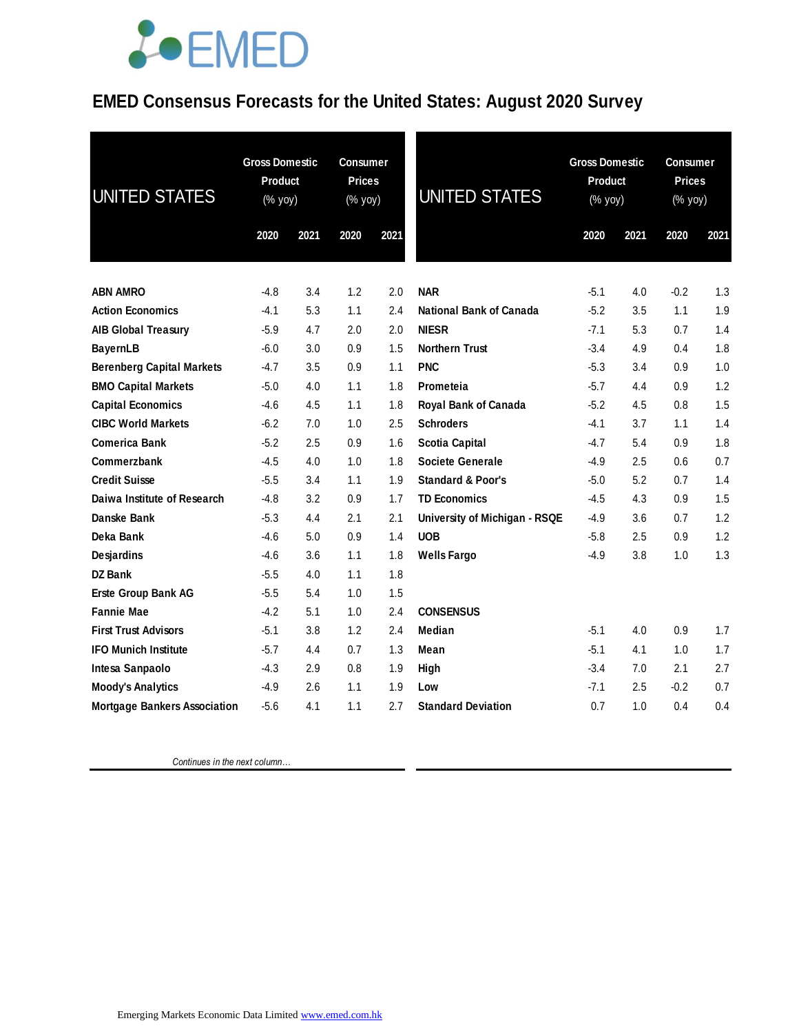EMED

# EMED Consensus Forecasts for the United States: August 2020 Survey

| UNITED STATES | Gross Domestic Product (% yoy) | | Consumer Prices (% yoy) | |
|---|---|---|---|---|
| | 2020 | 2021 | 2020 | 2021 |
| ABN AMRO | -4.8 | 3.4 | 1.2 | 2.0 |
| Action Economics | -4.1 | 5.3 | 1.1 | 2.4 |
| AIB Global Treasury | -5.9 | 4.7 | 2.0 | 2.0 |
| BayernLB | -6.0 | 3.0 | 0.9 | 1.5 |
| Berenberg Capital Markets | -4.7 | 3.5 | 0.9 | 1.1 |
| BMO Capital Markets | -5.0 | 4.0 | 1.1 | 1.8 |
| Capital Economics | -4.6 | 4.5 | 1.1 | 1.8 |
| CIBC World Markets | -6.2 | 7.0 | 1.0 | 2.5 |
| Comerica Bank | -5.2 | 2.5 | 0.9 | 1.6 |
| Commerzbank | -4.5 | 4.0 | 1.0 | 1.8 |
| Credit Suisse | -5.5 | 3.4 | 1.1 | 1.9 |
| Daiwa Institute of Research | -4.8 | 3.2 | 0.9 | 1.7 |
| Danske Bank | -5.3 | 4.4 | 2.1 | 2.1 |
| Deka Bank | -4.6 | 5.0 | 0.9 | 1.4 |
| Desjardins | -4.6 | 3.6 | 1.1 | 1.8 |
| DZ Bank | -5.5 | 4.0 | 1.1 | 1.8 |
| Erste Group Bank AG | -5.5 | 5.4 | 1.0 | 1.5 |
| Fannie Mae | -4.2 | 5.1 | 1.0 | 2.4 |
| First Trust Advisors | -5.1 | 3.8 | 1.2 | 2.4 |
| IFO Munich Institute | -5.7 | 4.4 | 0.7 | 1.3 |
| Intesa Sanpaolo | -4.3 | 2.9 | 0.8 | 1.9 |
| Moody's Analytics | -4.9 | 2.6 | 1.1 | 1.9 |
| Mortgage Bankers Association | -5.6 | 4.1 | 1.1 | 2.7 |

*Continues in the next column…*

| UNITED STATES | Gross Domestic Product (% yoy) | | Consumer Prices (% yoy) | |
|---|---|---|---|---|
| | 2020 | 2021 | 2020 | 2021 |
| NAR | -5.1 | 4.0 | -0.2 | 1.3 |
| National Bank of Canada | -5.2 | 3.5 | 1.1 | 1.9 |
| NIESR | -7.1 | 5.3 | 0.7 | 1.4 |
| Northern Trust | -3.4 | 4.9 | 0.4 | 1.8 |
| PNC | -5.3 | 3.4 | 0.9 | 1.0 |
| Prometeia | -5.7 | 4.4 | 0.9 | 1.2 |
| Royal Bank of Canada | -5.2 | 4.5 | 0.8 | 1.5 |
| Schroders | -4.1 | 3.7 | 1.1 | 1.4 |
| Scotia Capital | -4.7 | 5.4 | 0.9 | 1.8 |
| Societe Generale | -4.9 | 2.5 | 0.6 | 0.7 |
| Standard & Poor's | -5.0 | 5.2 | 0.7 | 1.4 |
| TD Economics | -4.5 | 4.3 | 0.9 | 1.5 |
| University of Michigan - RSQE | -4.9 | 3.6 | 0.7 | 1.2 |
| UOB | -5.8 | 2.5 | 0.9 | 1.2 |
| Wells Fargo | -4.9 | 3.8 | 1.0 | 1.3 |
| **CONSENSUS** | | | | |
| Median | -5.1 | 4.0 | 0.9 | 1.7 |
| Mean | -5.1 | 4.1 | 1.0 | 1.7 |
| High | -3.4 | 7.0 | 2.1 | 2.7 |
| Low | -7.1 | 2.5 | -0.2 | 0.7 |
| Standard Deviation | 0.7 | 1.0 | 0.4 | 0.4 |

Emerging Markets Economic Data Limited www.emed.com.hk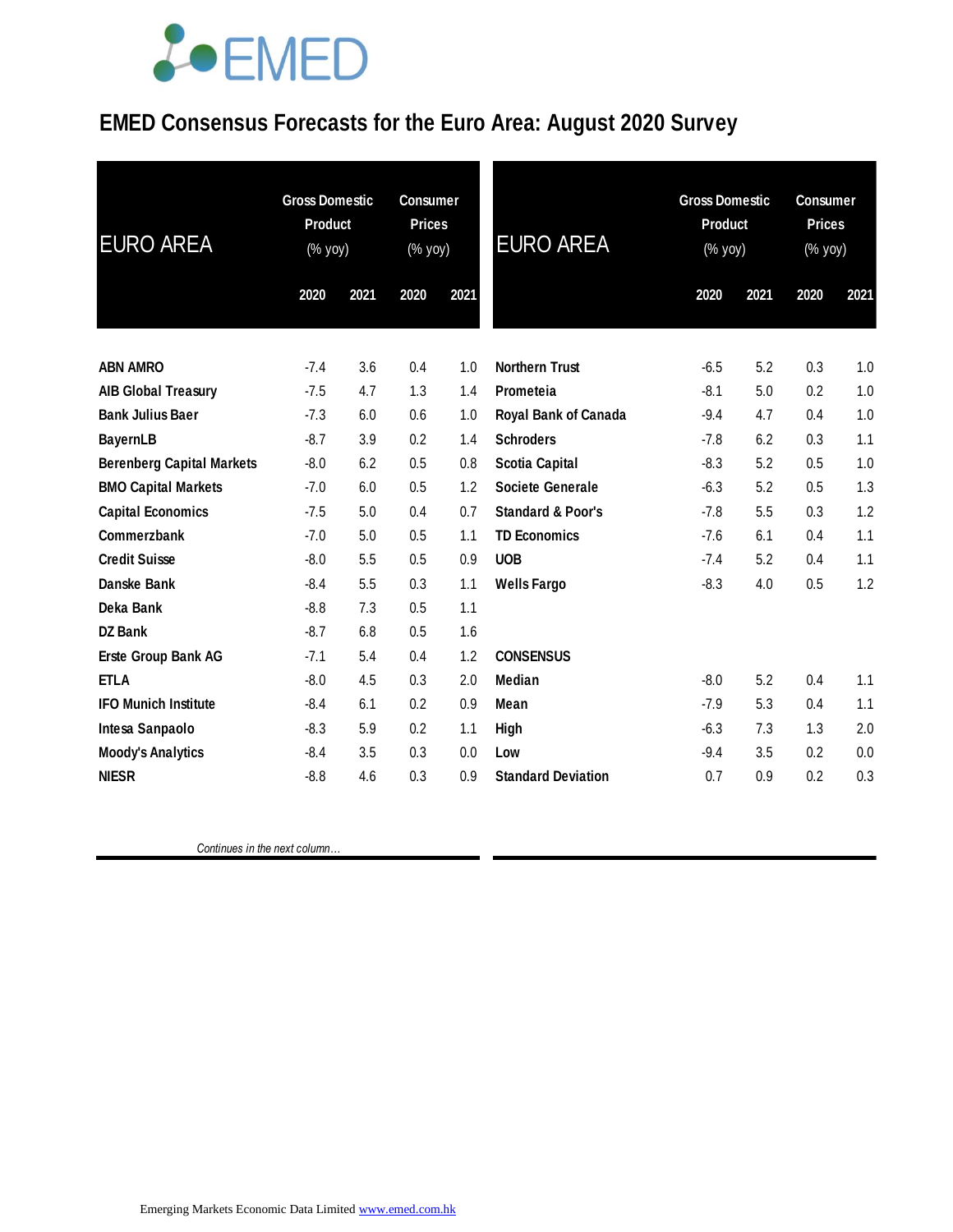# EMED Consensus Forecasts for the Euro Area: August 2020 Survey

| EURO AREA | Gross Domestic Product (% yoy) | | Consumer Prices (% yoy) | |
|---|---|---|---|---|
| | 2020 | 2021 | 2020 | 2021 |
| ABN AMRO | -7.4 | 3.6 | 0.4 | 1.0 |
| AIB Global Treasury | -7.5 | 4.7 | 1.3 | 1.4 |
| Bank Julius Baer | -7.3 | 6.0 | 0.6 | 1.0 |
| BayernLB | -8.7 | 3.9 | 0.2 | 1.4 |
| Berenberg Capital Markets | -8.0 | 6.2 | 0.5 | 0.8 |
| BMO Capital Markets | -7.0 | 6.0 | 0.5 | 1.2 |
| Capital Economics | -7.5 | 5.0 | 0.4 | 0.7 |
| Commerzbank | -7.0 | 5.0 | 0.5 | 1.1 |
| Credit Suisse | -8.0 | 5.5 | 0.5 | 0.9 |
| Danske Bank | -8.4 | 5.5 | 0.3 | 1.1 |
| Deka Bank | -8.8 | 7.3 | 0.5 | 1.1 |
| DZ Bank | -8.7 | 6.8 | 0.5 | 1.6 |
| Erste Group Bank AG | -7.1 | 5.4 | 0.4 | 1.2 |
| ETLA | -8.0 | 4.5 | 0.3 | 2.0 |
| IFO Munich Institute | -8.4 | 6.1 | 0.2 | 0.9 |
| Intesa Sanpaolo | -8.3 | 5.9 | 0.2 | 1.1 |
| Moody's Analytics | -8.4 | 3.5 | 0.3 | 0.0 |
| NIESR | -8.8 | 4.6 | 0.3 | 0.9 |
| Northern Trust | -6.5 | 5.2 | 0.3 | 1.0 |
| Prometeia | -8.1 | 5.0 | 0.2 | 1.0 |
| Royal Bank of Canada | -9.4 | 4.7 | 0.4 | 1.0 |
| Schroders | -7.8 | 6.2 | 0.3 | 1.1 |
| Scotia Capital | -8.3 | 5.2 | 0.5 | 1.0 |
| Societe Generale | -6.3 | 5.2 | 0.5 | 1.3 |
| Standard & Poor's | -7.8 | 5.5 | 0.3 | 1.2 |
| TD Economics | -7.6 | 6.1 | 0.4 | 1.1 |
| UOB | -7.4 | 5.2 | 0.4 | 1.1 |
| Wells Fargo | -8.3 | 4.0 | 0.5 | 1.2 |
| **CONSENSUS** | | | | |
| Median | -8.0 | 5.2 | 0.4 | 1.1 |
| Mean | -7.9 | 5.3 | 0.4 | 1.1 |
| High | -6.3 | 7.3 | 1.3 | 2.0 |
| Low | -9.4 | 3.5 | 0.2 | 0.0 |
| Standard Deviation | 0.7 | 0.9 | 0.2 | 0.3 |

*Continues in the next column…*

Emerging Markets Economic Data Limited www.emed.com.hk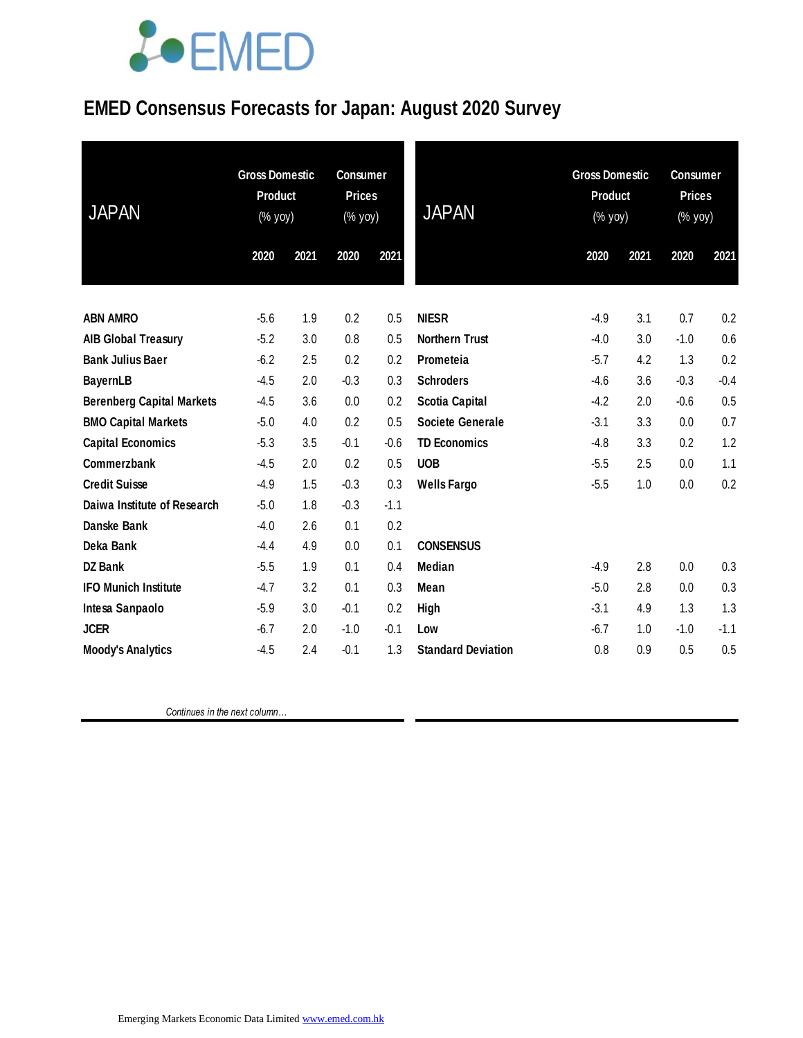# EMED Consensus Forecasts for Japan: August 2020 Survey

| JAPAN | Gross Domestic Product (% yoy) | | Consumer Prices (% yoy) | |
|---|---|---|---|---|
| | 2020 | 2021 | 2020 | 2021 |
| **ABN AMRO** | -5.6 | 1.9 | 0.2 | 0.5 |
| **AIB Global Treasury** | -5.2 | 3.0 | 0.8 | 0.5 |
| **Bank Julius Baer** | -6.2 | 2.5 | 0.2 | 0.2 |
| **BayernLB** | -4.5 | 2.0 | -0.3 | 0.3 |
| **Berenberg Capital Markets** | -4.5 | 3.6 | 0.0 | 0.2 |
| **BMO Capital Markets** | -5.0 | 4.0 | 0.2 | 0.5 |
| **Capital Economics** | -5.3 | 3.5 | -0.1 | -0.6 |
| **Commerzbank** | -4.5 | 2.0 | 0.2 | 0.5 |
| **Credit Suisse** | -4.9 | 1.5 | -0.3 | 0.3 |
| **Daiwa Institute of Research** | -5.0 | 1.8 | -0.3 | -1.1 |
| **Danske Bank** | -4.0 | 2.6 | 0.1 | 0.2 |
| **Deka Bank** | -4.4 | 4.9 | 0.0 | 0.1 |
| **DZ Bank** | -5.5 | 1.9 | 0.1 | 0.4 |
| **IFO Munich Institute** | -4.7 | 3.2 | 0.1 | 0.3 |
| **Intesa Sanpaolo** | -5.9 | 3.0 | -0.1 | 0.2 |
| **JCER** | -6.7 | 2.0 | -1.0 | -0.1 |
| **Moody's Analytics** | -4.5 | 2.4 | -0.1 | 1.3 |
| **NIESR** | -4.9 | 3.1 | 0.7 | 0.2 |
| **Northern Trust** | -4.0 | 3.0 | -1.0 | 0.6 |
| **Prometeia** | -5.7 | 4.2 | 1.3 | 0.2 |
| **Schroders** | -4.6 | 3.6 | -0.3 | -0.4 |
| **Scotia Capital** | -4.2 | 2.0 | -0.6 | 0.5 |
| **Societe Generale** | -3.1 | 3.3 | 0.0 | 0.7 |
| **TD Economics** | -4.8 | 3.3 | 0.2 | 1.2 |
| **UOB** | -5.5 | 2.5 | 0.0 | 1.1 |
| **Wells Fargo** | -5.5 | 1.0 | 0.0 | 0.2 |
| **CONSENSUS** | | | | |
| **Median** | -4.9 | 2.8 | 0.0 | 0.3 |
| **Mean** | -5.0 | 2.8 | 0.0 | 0.3 |
| **High** | -3.1 | 4.9 | 1.3 | 1.3 |
| **Low** | -6.7 | 1.0 | -1.0 | -1.1 |
| **Standard Deviation** | 0.8 | 0.9 | 0.5 | 0.5 |

*Continues in the next column…*

Emerging Markets Economic Data Limited www.emed.com.hk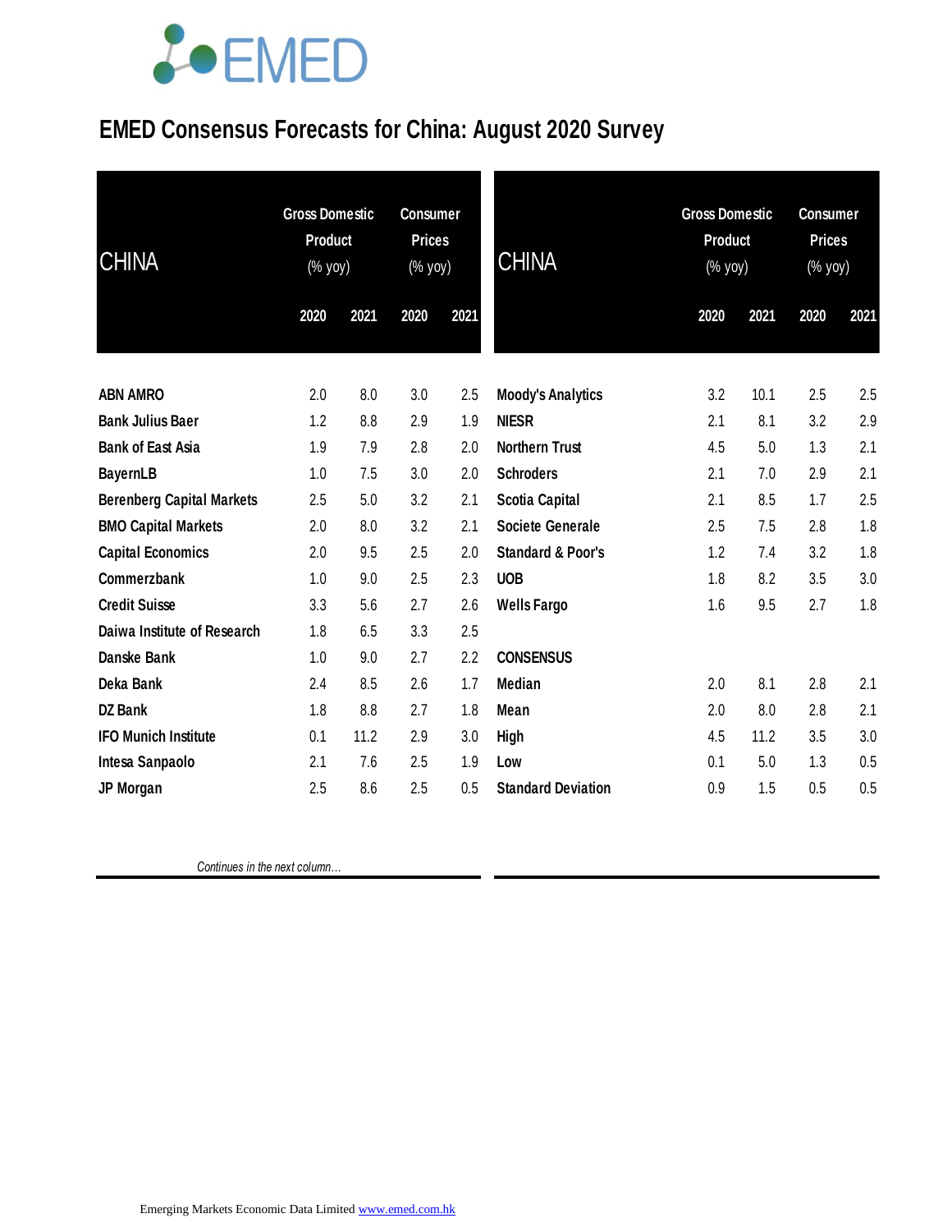# EMED Consensus Forecasts for China: August 2020 Survey

| CHINA | Gross Domestic Product (% yoy) | | Consumer Prices (% yoy) | |
|---|---|---|---|---|
| | 2020 | 2021 | 2020 | 2021 |
| **ABN AMRO** | 2.0 | 8.0 | 3.0 | 2.5 |
| **Bank Julius Baer** | 1.2 | 8.8 | 2.9 | 1.9 |
| **Bank of East Asia** | 1.9 | 7.9 | 2.8 | 2.0 |
| **BayernLB** | 1.0 | 7.5 | 3.0 | 2.0 |
| **Berenberg Capital Markets** | 2.5 | 5.0 | 3.2 | 2.1 |
| **BMO Capital Markets** | 2.0 | 8.0 | 3.2 | 2.1 |
| **Capital Economics** | 2.0 | 9.5 | 2.5 | 2.0 |
| **Commerzbank** | 1.0 | 9.0 | 2.5 | 2.3 |
| **Credit Suisse** | 3.3 | 5.6 | 2.7 | 2.6 |
| **Daiwa Institute of Research** | 1.8 | 6.5 | 3.3 | 2.5 |
| **Danske Bank** | 1.0 | 9.0 | 2.7 | 2.2 |
| **Deka Bank** | 2.4 | 8.5 | 2.6 | 1.7 |
| **DZ Bank** | 1.8 | 8.8 | 2.7 | 1.8 |
| **IFO Munich Institute** | 0.1 | 11.2 | 2.9 | 3.0 |
| **Intesa Sanpaolo** | 2.1 | 7.6 | 2.5 | 1.9 |
| **JP Morgan** | 2.5 | 8.6 | 2.5 | 0.5 |
| **Moody's Analytics** | 3.2 | 10.1 | 2.5 | 2.5 |
| **NIESR** | 2.1 | 8.1 | 3.2 | 2.9 |
| **Northern Trust** | 4.5 | 5.0 | 1.3 | 2.1 |
| **Schroders** | 2.1 | 7.0 | 2.9 | 2.1 |
| **Scotia Capital** | 2.1 | 8.5 | 1.7 | 2.5 |
| **Societe Generale** | 2.5 | 7.5 | 2.8 | 1.8 |
| **Standard & Poor's** | 1.2 | 7.4 | 3.2 | 1.8 |
| **UOB** | 1.8 | 8.2 | 3.5 | 3.0 |
| **Wells Fargo** | 1.6 | 9.5 | 2.7 | 1.8 |
| **CONSENSUS** | | | | |
| **Median** | 2.0 | 8.1 | 2.8 | 2.1 |
| **Mean** | 2.0 | 8.0 | 2.8 | 2.1 |
| **High** | 4.5 | 11.2 | 3.5 | 3.0 |
| **Low** | 0.1 | 5.0 | 1.3 | 0.5 |
| **Standard Deviation** | 0.9 | 1.5 | 0.5 | 0.5 |

*Continues in the next column…*

Emerging Markets Economic Data Limited www.emed.com.hk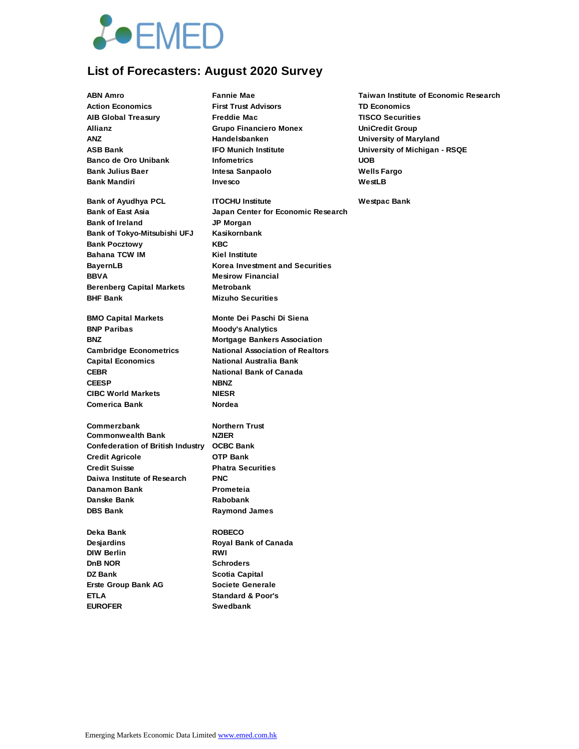EMED

## List of Forecasters: August 2020 Survey

ABN Amro
Action Economics
AIB Global Treasury
Allianz
ANZ
ASB Bank
Banco de Oro Unibank
Bank Julius Baer
Bank Mandiri

Bank of Ayudhya PCL
Bank of East Asia
Bank of Ireland
Bank of Tokyo-Mitsubishi UFJ
Bank Pocztowy
Bahana TCW IM
BayernLB
BBVA
Berenberg Capital Markets
BHF Bank

BMO Capital Markets
BNP Paribas
BNZ
Cambridge Econometrics
Capital Economics
CEBR
CEESP
CIBC World Markets
Comerica Bank

Commerzbank
Commonwealth Bank
Confederation of British Industry
Credit Agricole
Credit Suisse
Daiwa Institute of Research
Danamon Bank
Danske Bank
DBS Bank

Deka Bank
Desjardins
DIW Berlin
DnB NOR
DZ Bank
Erste Group Bank AG
ETLA
EUROFER

Fannie Mae
First Trust Advisors
Freddie Mac
Grupo Financiero Monex
Handelsbanken
IFO Munich Institute
Infometrics
Intesa Sanpaolo
Invesco

ITOCHU Institute
Japan Center for Economic Research
JP Morgan
Kasikornbank
KBC
Kiel Institute
Korea Investment and Securities
Mesirow Financial
Metrobank
Mizuho Securities

Monte Dei Paschi Di Siena
Moody's Analytics
Mortgage Bankers Association
National Association of Realtors
National Australia Bank
National Bank of Canada
NBNZ
NIESR
Nordea

Northern Trust
NZIER
OCBC Bank
OTP Bank
Phatra Securities
PNC
Prometeia
Rabobank
Raymond James

ROBECO
Royal Bank of Canada
RWI
Schroders
Scotia Capital
Societe Generale
Standard & Poor's
Swedbank

Taiwan Institute of Economic Research
TD Economics
TISCO Securities
UniCredit Group
University of Maryland
University of Michigan - RSQE
UOB
Wells Fargo
WestLB

Westpac Bank

Emerging Markets Economic Data Limited www.emed.com.hk